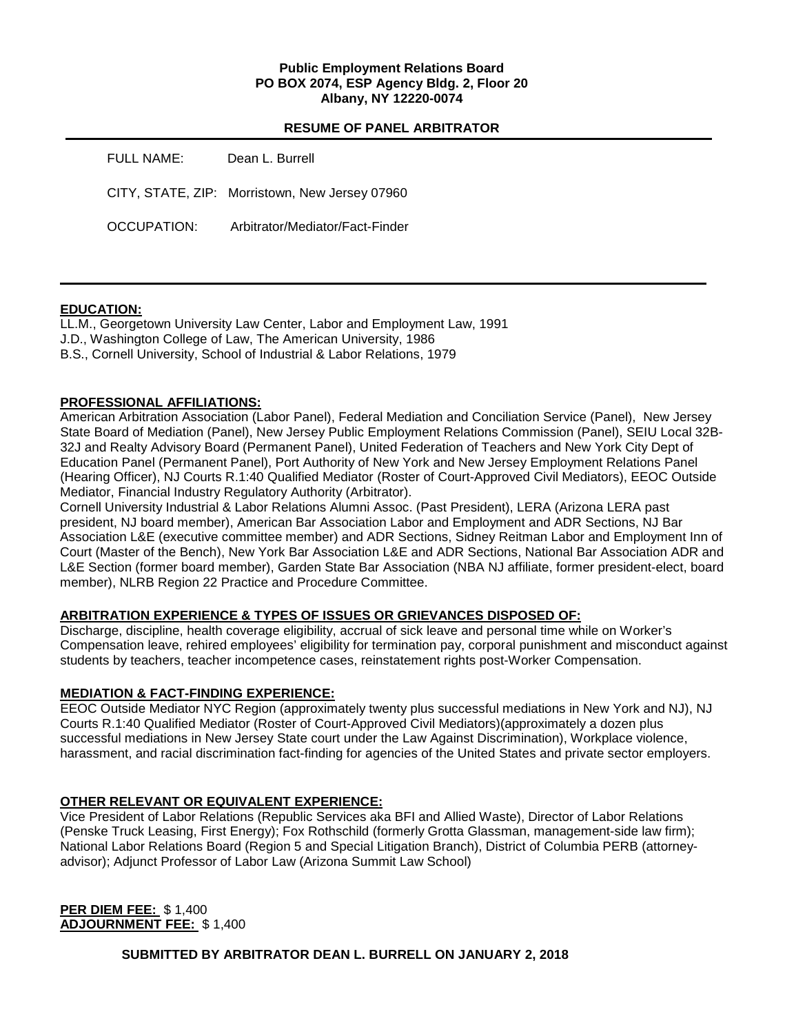**Public Employment Relations Board**
**PO BOX 2074, ESP Agency Bldg. 2, Floor 20**
**Albany, NY 12220-0074**

## RESUME OF PANEL ARBITRATOR

FULL NAME: Dean L. Burrell

CITY, STATE, ZIP: Morristown, New Jersey 07960

OCCUPATION: Arbitrator/Mediator/Fact-Finder

---

### EDUCATION:

LL.M., Georgetown University Law Center, Labor and Employment Law, 1991
J.D., Washington College of Law, The American University, 1986
B.S., Cornell University, School of Industrial & Labor Relations, 1979

### PROFESSIONAL AFFILIATIONS:

American Arbitration Association (Labor Panel), Federal Mediation and Conciliation Service (Panel), New Jersey State Board of Mediation (Panel), New Jersey Public Employment Relations Commission (Panel), SEIU Local 32B-32J and Realty Advisory Board (Permanent Panel), United Federation of Teachers and New York City Dept of Education Panel (Permanent Panel), Port Authority of New York and New Jersey Employment Relations Panel (Hearing Officer), NJ Courts R.1:40 Qualified Mediator (Roster of Court-Approved Civil Mediators), EEOC Outside Mediator, Financial Industry Regulatory Authority (Arbitrator).
Cornell University Industrial & Labor Relations Alumni Assoc. (Past President), LERA (Arizona LERA past president, NJ board member), American Bar Association Labor and Employment and ADR Sections, NJ Bar Association L&E (executive committee member) and ADR Sections, Sidney Reitman Labor and Employment Inn of Court (Master of the Bench), New York Bar Association L&E and ADR Sections, National Bar Association ADR and L&E Section (former board member), Garden State Bar Association (NBA NJ affiliate, former president-elect, board member), NLRB Region 22 Practice and Procedure Committee.

### ARBITRATION EXPERIENCE & TYPES OF ISSUES OR GRIEVANCES DISPOSED OF:

Discharge, discipline, health coverage eligibility, accrual of sick leave and personal time while on Worker's Compensation leave, rehired employees' eligibility for termination pay, corporal punishment and misconduct against students by teachers, teacher incompetence cases, reinstatement rights post-Worker Compensation.

### MEDIATION & FACT-FINDING EXPERIENCE:

EEOC Outside Mediator NYC Region (approximately twenty plus successful mediations in New York and NJ), NJ Courts R.1:40 Qualified Mediator (Roster of Court-Approved Civil Mediators)(approximately a dozen plus successful mediations in New Jersey State court under the Law Against Discrimination), Workplace violence, harassment, and racial discrimination fact-finding for agencies of the United States and private sector employers.

### OTHER RELEVANT OR EQUIVALENT EXPERIENCE:

Vice President of Labor Relations (Republic Services aka BFI and Allied Waste), Director of Labor Relations (Penske Truck Leasing, First Energy); Fox Rothschild (formerly Grotta Glassman, management-side law firm); National Labor Relations Board (Region 5 and Special Litigation Branch), District of Columbia PERB (attorney-advisor); Adjunct Professor of Labor Law (Arizona Summit Law School)

**PER DIEM FEE:** $ 1,400
**ADJOURNMENT FEE:** $ 1,400

**SUBMITTED BY ARBITRATOR DEAN L. BURRELL ON JANUARY 2, 2018**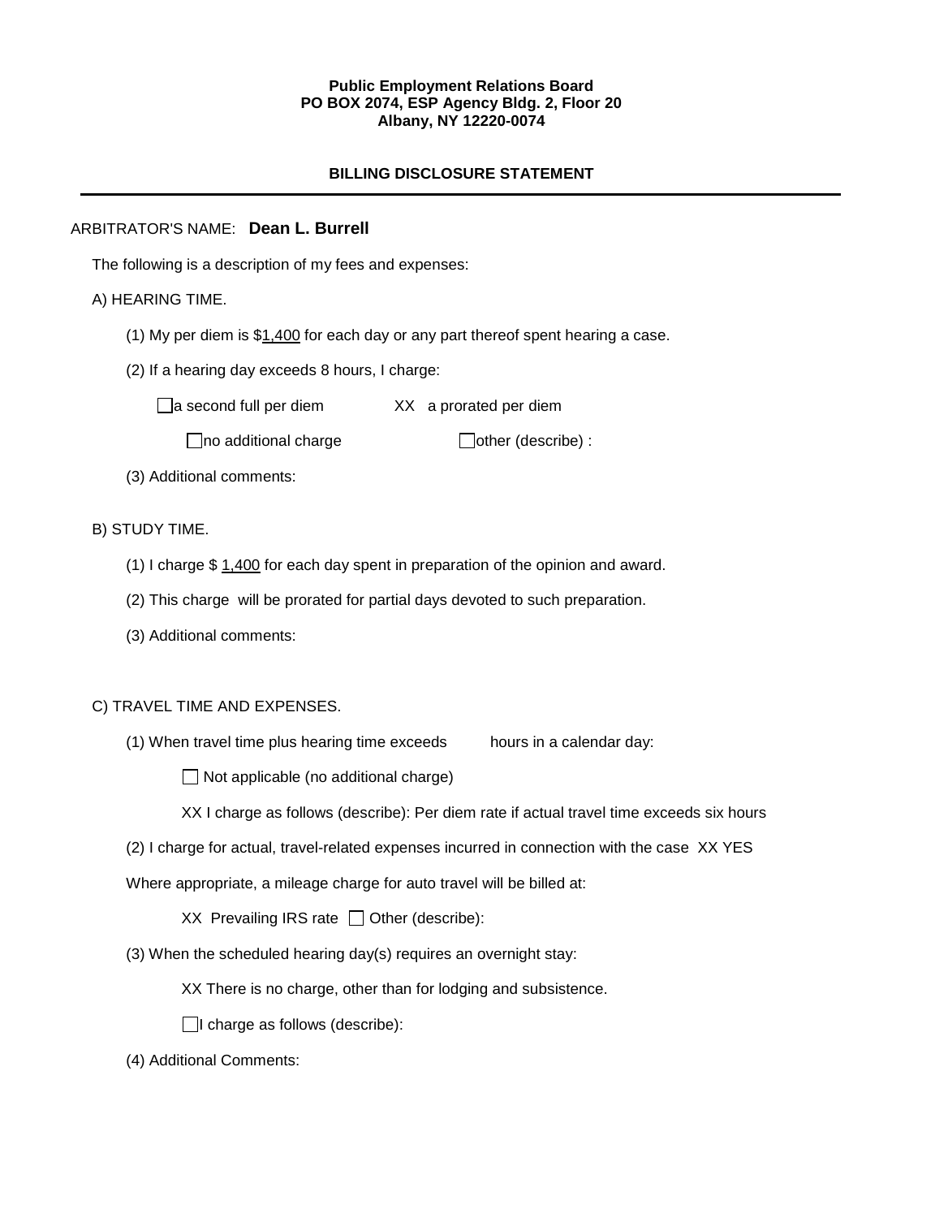**Public Employment Relations Board**
**PO BOX 2074, ESP Agency Bldg. 2, Floor 20**
**Albany, NY 12220-0074**

## BILLING DISCLOSURE STATEMENT

---

ARBITRATOR'S NAME: **Dean L. Burrell**

The following is a description of my fees and expenses:

A) HEARING TIME.

(1) My per diem is $1,400 for each day or any part thereof spent hearing a case.

(2) If a hearing day exceeds 8 hours, I charge:

☐ a second full per diem XX a prorated per diem

☐ no additional charge ☐ other (describe) :

(3) Additional comments:

B) STUDY TIME.

(1) I charge $ 1,400 for each day spent in preparation of the opinion and award.

(2) This charge will be prorated for partial days devoted to such preparation.

(3) Additional comments:

C) TRAVEL TIME AND EXPENSES.

(1) When travel time plus hearing time exceeds hours in a calendar day:

☐ Not applicable (no additional charge)

XX I charge as follows (describe): Per diem rate if actual travel time exceeds six hours

(2) I charge for actual, travel-related expenses incurred in connection with the case XX YES

Where appropriate, a mileage charge for auto travel will be billed at:

XX Prevailing IRS rate ☐ Other (describe):

(3) When the scheduled hearing day(s) requires an overnight stay:

XX There is no charge, other than for lodging and subsistence.

☐ I charge as follows (describe):

(4) Additional Comments: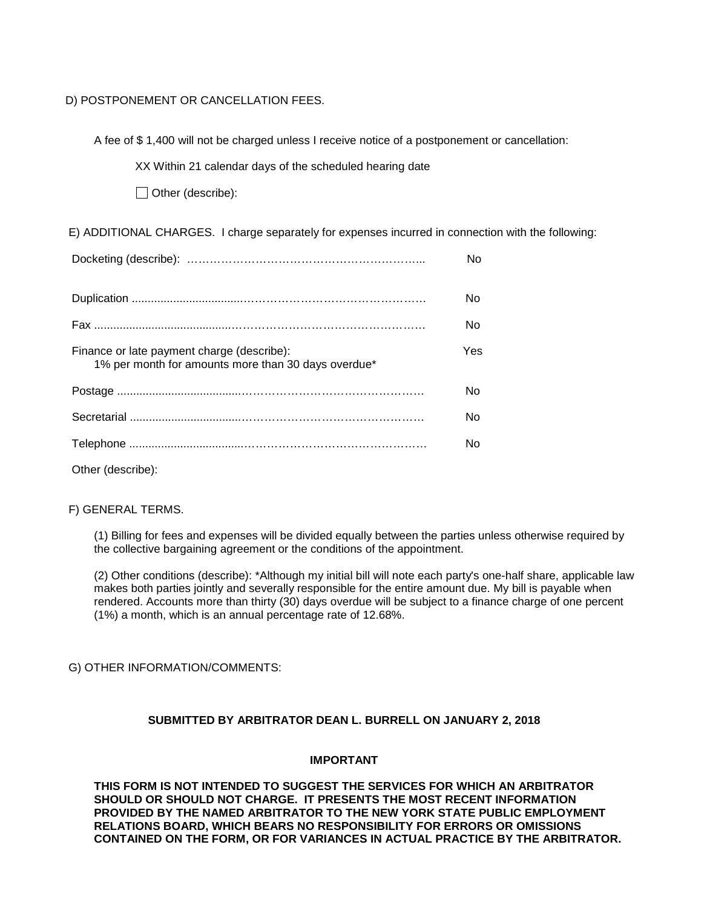D) POSTPONEMENT OR CANCELLATION FEES.

A fee of $ 1,400 will not be charged unless I receive notice of a postponement or cancellation:

XX Within 21 calendar days of the scheduled hearing date

☐ Other (describe):

E) ADDITIONAL CHARGES. I charge separately for expenses incurred in connection with the following:

| | |
|---|---|
| Docketing (describe): | No |
| Duplication | No |
| Fax | No |
| Finance or late payment charge (describe): 1% per month for amounts more than 30 days overdue* | Yes |
| Postage | No |
| Secretarial | No |
| Telephone | No |
| Other (describe): | |

F) GENERAL TERMS.

(1) Billing for fees and expenses will be divided equally between the parties unless otherwise required by the collective bargaining agreement or the conditions of the appointment.

(2) Other conditions (describe): *Although my initial bill will note each party's one-half share, applicable law makes both parties jointly and severally responsible for the entire amount due. My bill is payable when rendered. Accounts more than thirty (30) days overdue will be subject to a finance charge of one percent (1%) a month, which is an annual percentage rate of 12.68%.

G) OTHER INFORMATION/COMMENTS:

**SUBMITTED BY ARBITRATOR DEAN L. BURRELL ON JANUARY 2, 2018**

**IMPORTANT**

**THIS FORM IS NOT INTENDED TO SUGGEST THE SERVICES FOR WHICH AN ARBITRATOR SHOULD OR SHOULD NOT CHARGE. IT PRESENTS THE MOST RECENT INFORMATION PROVIDED BY THE NAMED ARBITRATOR TO THE NEW YORK STATE PUBLIC EMPLOYMENT RELATIONS BOARD, WHICH BEARS NO RESPONSIBILITY FOR ERRORS OR OMISSIONS CONTAINED ON THE FORM, OR FOR VARIANCES IN ACTUAL PRACTICE BY THE ARBITRATOR.**